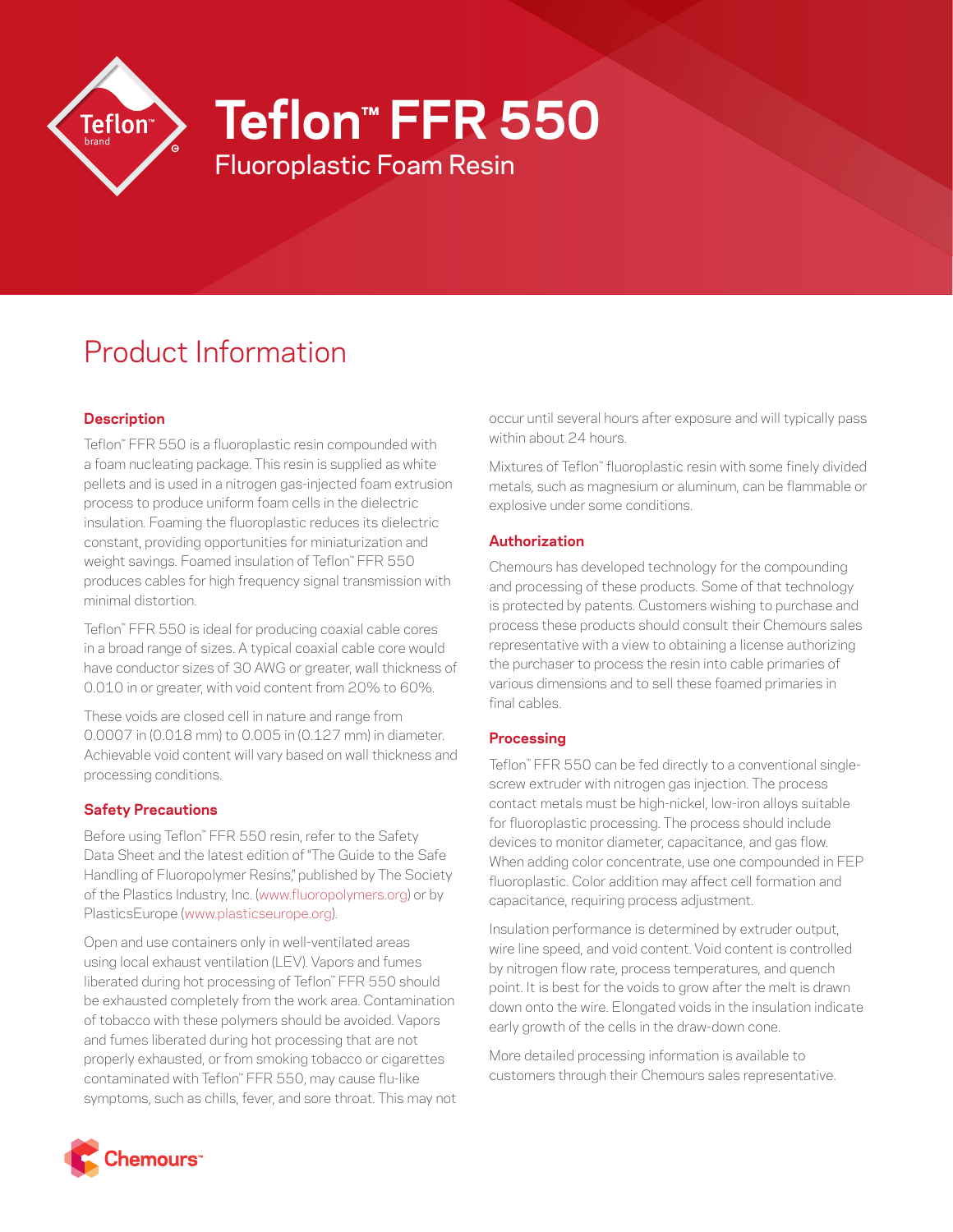# Teflon™ FFR 550

## Fluoroplastic Foam Resin

## Product Information

### Description

Teflon™ FFR 550 is a fluoroplastic resin compounded with a foam nucleating package. This resin is supplied as white pellets and is used in a nitrogen gas-injected foam extrusion process to produce uniform foam cells in the dielectric insulation. Foaming the fluoroplastic reduces its dielectric constant, providing opportunities for miniaturization and weight savings. Foamed insulation of Teflon™ FFR 550 produces cables for high frequency signal transmission with minimal distortion.

Teflon™ FFR 550 is ideal for producing coaxial cable cores in a broad range of sizes. A typical coaxial cable core would have conductor sizes of 30 AWG or greater, wall thickness of 0.010 in or greater, with void content from 20% to 60%.

These voids are closed cell in nature and range from 0.0007 in (0.018 mm) to 0.005 in (0.127 mm) in diameter. Achievable void content will vary based on wall thickness and processing conditions.

### Safety Precautions

Before using Teflon™ FFR 550 resin, refer to the Safety Data Sheet and the latest edition of "The Guide to the Safe Handling of Fluoropolymer Resins," published by The Society of the Plastics Industry, Inc. (www.fluoropolymers.org) or by PlasticsEurope (www.plasticseurope.org).

Open and use containers only in well-ventilated areas using local exhaust ventilation (LEV). Vapors and fumes liberated during hot processing of Teflon™ FFR 550 should be exhausted completely from the work area. Contamination of tobacco with these polymers should be avoided. Vapors and fumes liberated during hot processing that are not properly exhausted, or from smoking tobacco or cigarettes contaminated with Teflon™ FFR 550, may cause flu-like symptoms, such as chills, fever, and sore throat. This may not occur until several hours after exposure and will typically pass within about 24 hours.

Mixtures of Teflon™ fluoroplastic resin with some finely divided metals, such as magnesium or aluminum, can be flammable or explosive under some conditions.

### Authorization

Chemours has developed technology for the compounding and processing of these products. Some of that technology is protected by patents. Customers wishing to purchase and process these products should consult their Chemours sales representative with a view to obtaining a license authorizing the purchaser to process the resin into cable primaries of various dimensions and to sell these foamed primaries in final cables.

### Processing

Teflon™ FFR 550 can be fed directly to a conventional single-screw extruder with nitrogen gas injection. The process contact metals must be high-nickel, low-iron alloys suitable for fluoroplastic processing. The process should include devices to monitor diameter, capacitance, and gas flow. When adding color concentrate, use one compounded in FEP fluoroplastic. Color addition may affect cell formation and capacitance, requiring process adjustment.

Insulation performance is determined by extruder output, wire line speed, and void content. Void content is controlled by nitrogen flow rate, process temperatures, and quench point. It is best for the voids to grow after the melt is drawn down onto the wire. Elongated voids in the insulation indicate early growth of the cells in the draw-down cone.

More detailed processing information is available to customers through their Chemours sales representative.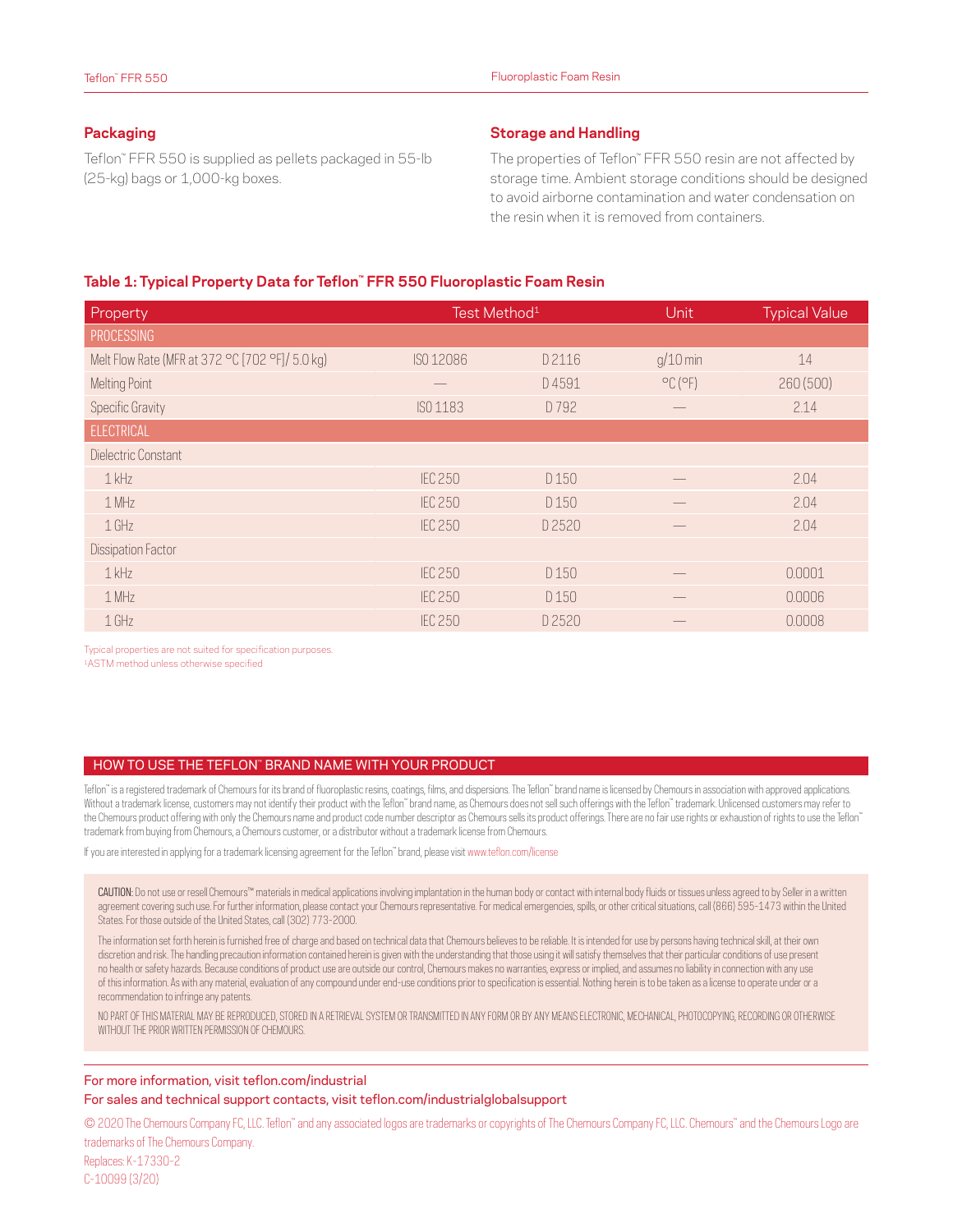## Packaging

Teflon™ FFR 550 is supplied as pellets packaged in 55-lb (25-kg) bags or 1,000-kg boxes.

## Storage and Handling

The properties of Teflon™ FFR 550 resin are not affected by storage time. Ambient storage conditions should be designed to avoid airborne contamination and water condensation on the resin when it is removed from containers.

### Table 1: Typical Property Data for Teflon™ FFR 550 Fluoroplastic Foam Resin

| Property | Test Method[1] | | Unit | Typical Value |
|---|---|---|---|---|
| PROCESSING | | | | |
| Melt Flow Rate (MFR at 372 °C [702 °F]/ 5.0 kg) | ISO 12086 | D 2116 | g/10 min | 14 |
| Melting Point | — | D 4591 | °C (°F) | 260 (500) |
| Specific Gravity | ISO 1183 | D 792 | — | 2.14 |
| ELECTRICAL | | | | |
| Dielectric Constant | | | | |
| 1 kHz | IEC 250 | D 150 | — | 2.04 |
| 1 MHz | IEC 250 | D 150 | — | 2.04 |
| 1 GHz | IEC 250 | D 2520 | — | 2.04 |
| Dissipation Factor | | | | |
| 1 kHz | IEC 250 | D 150 | — | 0.0001 |
| 1 MHz | IEC 250 | D 150 | — | 0.0006 |
| 1 GHz | IEC 250 | D 2520 | — | 0.0008 |

Typical properties are not suited for specification purposes.

[1]ASTM method unless otherwise specified

## HOW TO USE THE TEFLON™ BRAND NAME WITH YOUR PRODUCT

Teflon™ is a registered trademark of Chemours for its brand of fluoroplastic resins, coatings, films, and dispersions. The Teflon™ brand name is licensed by Chemours in association with approved applications. Without a trademark license, customers may not identify their product with the Teflon™ brand name, as Chemours does not sell such offerings with the Teflon™ trademark. Unlicensed customers may refer to the Chemours product offering with only the Chemours name and product code number descriptor as Chemours sells its product offerings. There are no fair use rights or exhaustion of rights to use the Teflon™ trademark from buying from Chemours, a Chemours customer, or a distributor without a trademark license from Chemours.

If you are interested in applying for a trademark licensing agreement for the Teflon™ brand, please visit www.teflon.com/license

CAUTION: Do not use or resell Chemours™ materials in medical applications involving implantation in the human body or contact with internal body fluids or tissues unless agreed to by Seller in a written agreement covering such use. For further information, please contact your Chemours representative. For medical emergencies, spills, or other critical situations, call (866) 595-1473 within the United States. For those outside of the United States, call (302) 773-2000.

The information set forth herein is furnished free of charge and based on technical data that Chemours believes to be reliable. It is intended for use by persons having technical skill, at their own discretion and risk. The handling precaution information contained herein is given with the understanding that those using it will satisfy themselves that their particular conditions of use present no health or safety hazards. Because conditions of product use are outside our control, Chemours makes no warranties, express or implied, and assumes no liability in connection with any use of this information. As with any material, evaluation of any compound under end-use conditions prior to specification is essential. Nothing herein is to be taken as a license to operate under or a recommendation to infringe any patents.

NO PART OF THIS MATERIAL MAY BE REPRODUCED, STORED IN A RETRIEVAL SYSTEM OR TRANSMITTED IN ANY FORM OR BY ANY MEANS ELECTRONIC, MECHANICAL, PHOTOCOPYING, RECORDING OR OTHERWISE WITHOUT THE PRIOR WRITTEN PERMISSION OF CHEMOURS.

For more information, visit teflon.com/industrial

For sales and technical support contacts, visit teflon.com/industrialglobalsupport

© 2020 The Chemours Company FC, LLC. Teflon™ and any associated logos are trademarks or copyrights of The Chemours Company FC, LLC. Chemours™ and the Chemours Logo are trademarks of The Chemours Company.

Replaces: K-17330-2

C-10099 (3/20)